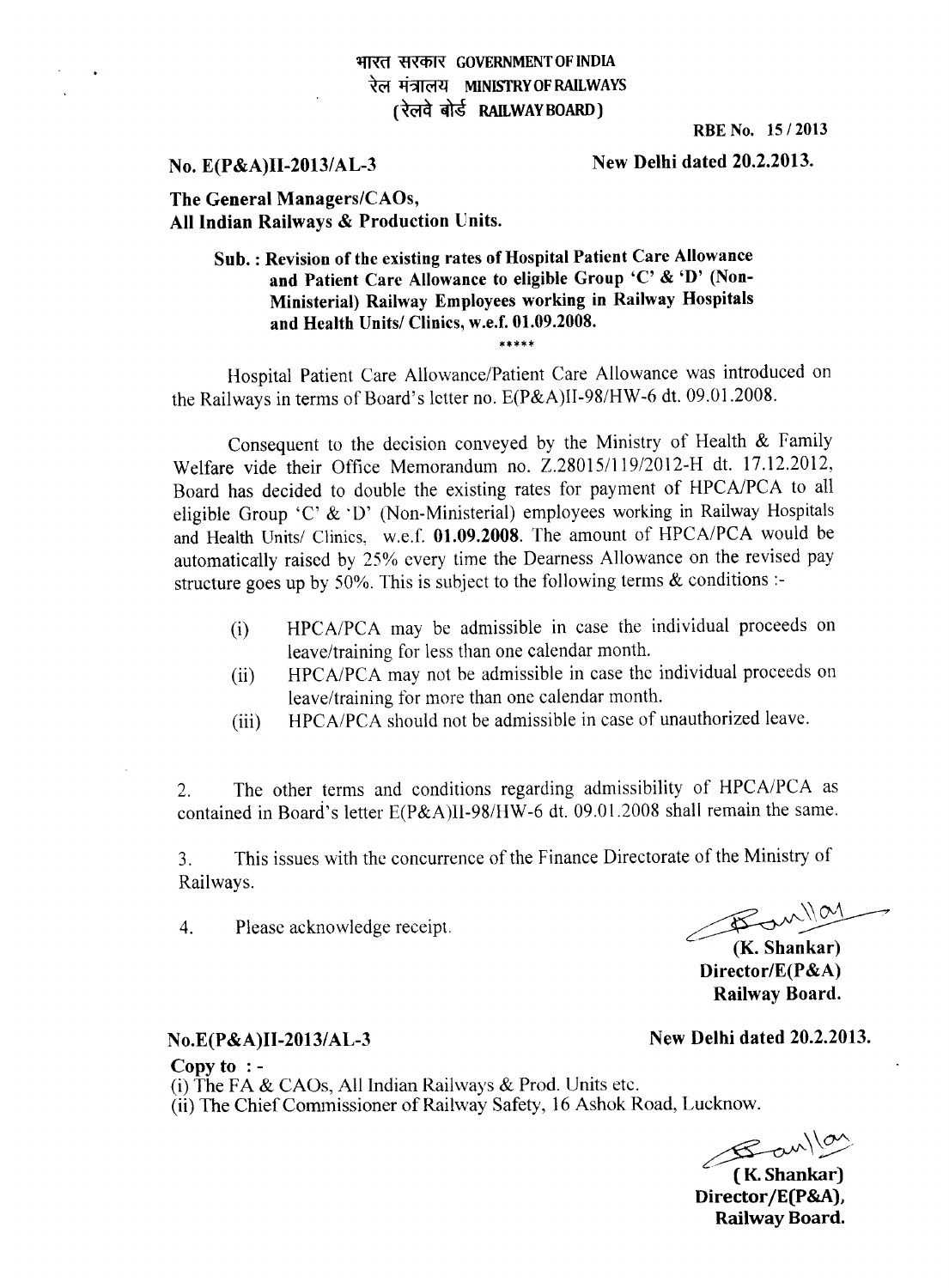भारत सरकार GOVERNMENT OF INDIA
रेल मंत्रालय MINISTRY OF RAILWAYS
(रेलवे बोर्ड RAILWAY BOARD)

**RBE No. 15 / 2013**

**No. E(P&A)II-2013/AL-3** **New Delhi dated 20.2.2013.**

**The General Managers/CAOs,**
**All Indian Railways & Production Units.**

**Sub. : Revision of the existing rates of Hospital Patient Care Allowance and Patient Care Allowance to eligible Group 'C' & 'D' (Non-Ministerial) Railway Employees working in Railway Hospitals and Health Units/ Clinics, w.e.f. 01.09.2008.**

\*\*\*\*\*

Hospital Patient Care Allowance/Patient Care Allowance was introduced on the Railways in terms of Board's letter no. E(P&A)II-98/HW-6 dt. 09.01.2008.

Consequent to the decision conveyed by the Ministry of Health & Family Welfare vide their Office Memorandum no. Z.28015/119/2012-H dt. 17.12.2012, Board has decided to double the existing rates for payment of HPCA/PCA to all eligible Group 'C' & 'D' (Non-Ministerial) employees working in Railway Hospitals and Health Units/ Clinics, w.e.f. **01.09.2008**. The amount of HPCA/PCA would be automatically raised by 25% every time the Dearness Allowance on the revised pay structure goes up by 50%. This is subject to the following terms & conditions :-

(i) HPCA/PCA may be admissible in case the individual proceeds on leave/training for less than one calendar month.

(ii) HPCA/PCA may not be admissible in case the individual proceeds on leave/training for more than one calendar month.

(iii) HPCA/PCA should not be admissible in case of unauthorized leave.

2. The other terms and conditions regarding admissibility of HPCA/PCA as contained in Board's letter E(P&A)II-98/HW-6 dt. 09.01.2008 shall remain the same.

3. This issues with the concurrence of the Finance Directorate of the Ministry of Railways.

4. Please acknowledge receipt.

**(K. Shankar)**
**Director/E(P&A)**
**Railway Board.**

**No.E(P&A)II-2013/AL-3** **New Delhi dated 20.2.2013.**

**Copy to : -**
(i) The FA & CAOs, All Indian Railways & Prod. Units etc.
(ii) The Chief Commissioner of Railway Safety, 16 Ashok Road, Lucknow.

**(K. Shankar)**
**Director/E(P&A),**
**Railway Board.**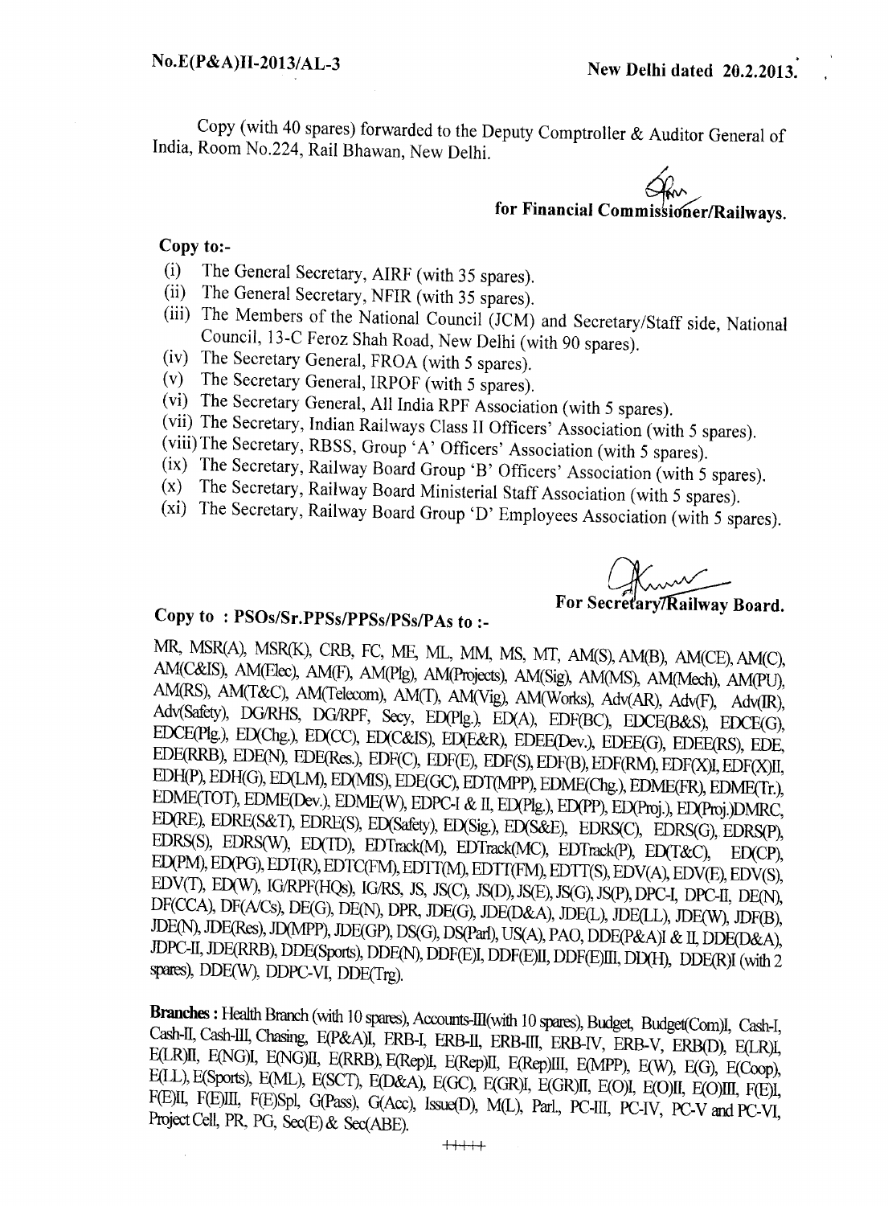**No.E(P&A)II-2013/AL-3**

**New Delhi dated 20.2.2013.**

Copy (with 40 spares) forwarded to the Deputy Comptroller & Auditor General of India, Room No.224, Rail Bhawan, New Delhi.

**for Financial Commissioner/Railways.**

**Copy to:-**

- (i) The General Secretary, AIRF (with 35 spares).
- (ii) The General Secretary, NFIR (with 35 spares).
- (iii) The Members of the National Council (JCM) and Secretary/Staff side, National Council, 13-C Feroz Shah Road, New Delhi (with 90 spares).
- (iv) The Secretary General, FROA (with 5 spares).
- (v) The Secretary General, IRPOF (with 5 spares).
- (vi) The Secretary General, All India RPF Association (with 5 spares).
- (vii) The Secretary, Indian Railways Class II Officers' Association (with 5 spares).
- (viii) The Secretary, RBSS, Group 'A' Officers' Association (with 5 spares).
- (ix) The Secretary, Railway Board Group 'B' Officers' Association (with 5 spares).
- (x) The Secretary, Railway Board Ministerial Staff Association (with 5 spares).
- (xi) The Secretary, Railway Board Group 'D' Employees Association (with 5 spares).

**For Secretary/Railway Board.**

**Copy to : PSOs/Sr.PPSs/PPSs/PSs/PAs to :-**

MR, MSR(A), MSR(K), CRB, FC, ME, ML, MM, MS, MT, AM(S), AM(B), AM(CE), AM(C), AM(C&IS), AM(Elec), AM(F), AM(Plg), AM(Projects), AM(Sig), AM(MS), AM(Mech), AM(PU), AM(RS), AM(T&C), AM(Telecom), AM(T), AM(Vig), AM(Works), Adv(AR), Adv(F), Adv(IR), Adv(Safety), DG/RHS, DG/RPF, Secy, ED(Plg.), ED(A), EDF(BC), EDCE(B&S), EDCE(G), EDCE(Plg.), ED(Chg.), ED(CC), ED(C&IS), ED(E&R), EDEE(Dev.), EDEE(G), EDEE(RS), EDE, EDE(RRB), EDE(N), EDE(Res.), EDF(C), EDF(E), EDF(S), EDF(B), EDF(RM), EDF(X)I, EDF(X)II, EDH(P), EDH(G), ED(LM), ED(MIS), EDE(GC), EDT(MPP), EDME(Chg.), EDME(FR), EDME(Tr.), EDME(TOT), EDME(Dev.), EDME(W), EDPC-I & II, ED(Plg.), ED(PP), ED(Proj.), ED(Proj.)DMRC, ED(RE), EDRE(S&T), EDRE(S), ED(Safety), ED(Sig.), ED(S&E), EDRS(C), EDRS(G), EDRS(P), EDRS(S), EDRS(W), ED(TD), EDTrack(M), EDTrack(MC), EDTrack(P), ED(T&C), ED(CP), ED(PM), ED(PG), EDT(R), EDTC(FM), EDTT(M), EDTT(FM), EDTT(S), EDV(A), EDV(E), EDV(S), EDV(T), ED(W), IG/RPF(HQs), IG/RS, JS, JS(C), JS(D), JS(E), JS(G), JS(P), DPC-I, DPC-II, DE(N), DF(CCA), DF(A/Cs), DE(G), DE(N), DPR, JDE(G), JDE(D&A), JDE(L), JDE(LL), JDE(W), JDF(B), JDE(N), JDE(Res), JD(MPP), JDE(GP), DS(G), DS(Parl), US(A), PAO, DDE(P&A)I & II, DDE(D&A), JDPC-II, JDE(RRB), DDE(Sports), DDE(N), DDF(E)I, DDF(E)II, DDF(E)III, DD(H), DDE(R)I (with 2 spares), DDE(W), DDPC-VI, DDE(Trg).

**Branches :** Health Branch (with 10 spares), Accounts-III(with 10 spares), Budget, Budget(Com)I, Cash-I, Cash-II, Cash-III, Chasing, E(P&A)I, ERB-I, ERB-II, ERB-III, ERB-IV, ERB-V, ERB(D), E(LR)I, E(LR)II, E(NG)I, E(NG)II, E(RRB), E(Rep)I, E(Rep)II, E(Rep)III, E(MPP), E(W), E(G), E(Coop), E(LL), E(Sports), E(ML), E(SCT), E(D&A), E(GC), E(GR)I, E(GR)II, E(O)I, E(O)II, E(O)III, F(E)I, F(E)II, F(E)III, F(E)Spl, G(Pass), G(Acc), Issue(D), M(L), Parl., PC-III, PC-IV, PC-V and PC-VI, Project Cell, PR, PG, Sec(E) & Sec(ABE).

+++++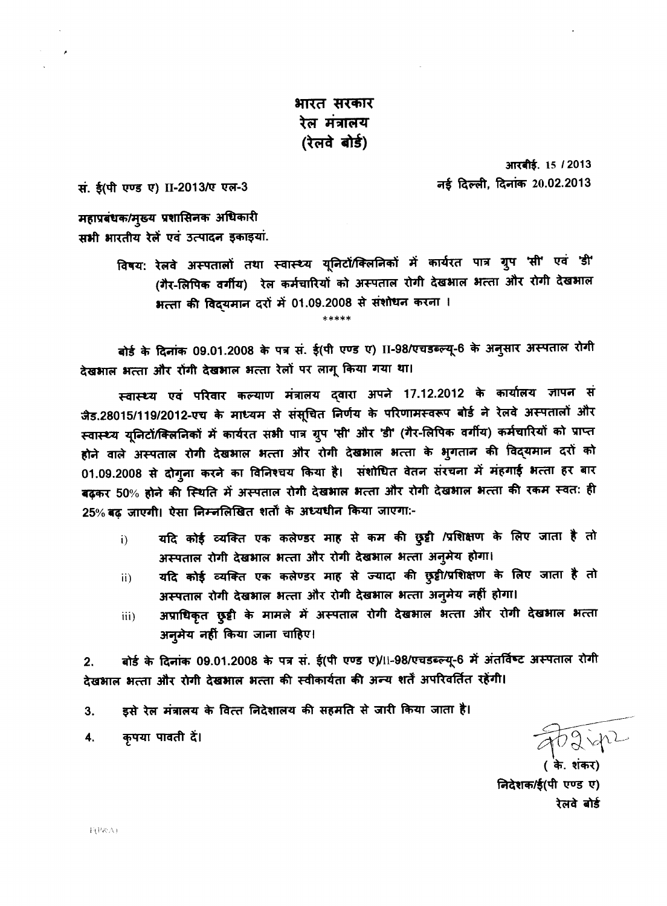**भारत सरकार**
**रेल मंत्रालय**
**(रेलवे बोर्ड)**

आरबीई. 15 / 2013

सं. ई(पी एण्ड ए) II-2013/ए एल-3

नई दिल्ली, दिनांक 20.02.2013

महाप्रबंधक/मुख्य प्रशासनिक अधिकारी
सभी भारतीय रेलें एवं उत्पादन इकाइयां.

विषय: रेलवे अस्पतालों तथा स्वास्थ्य यूनिटों/क्लिनिकों में कार्यरत पात्र ग्रुप 'सी' एवं 'डी' (गैर-लिपिक वर्गीय) रेल कर्मचारियों को अस्पताल रोगी देखभाल भत्ता और रोगी देखभाल भत्ता की विद्यमान दरों में 01.09.2008 से संशोधन करना ।

\*\*\*\*\*

बोर्ड के दिनांक 09.01.2008 के पत्र सं. ई(पी एण्ड ए) II-98/एचडब्ल्यू-6 के अनुसार अस्पताल रोगी देखभाल भत्ता और रोगी देखभाल भत्ता रेलों पर लागू किया गया था।

स्वास्थ्य एवं परिवार कल्याण मंत्रालय द्वारा अपने 17.12.2012 के कार्यालय ज्ञापन सं जैड.28015/119/2012-एच के माध्यम से संसूचित निर्णय के परिणामस्वरूप बोर्ड ने रेलवे अस्पतालों और स्वास्थ्य यूनिटों/क्लिनिकों में कार्यरत सभी पात्र ग्रुप 'सी' और 'डी' (गैर-लिपिक वर्गीय) कर्मचारियों को प्राप्त होने वाले अस्पताल रोगी देखभाल भत्ता और रोगी देखभाल भत्ता के भुगतान की विद्यमान दरों को 01.09.2008 से दोगुना करने का विनिश्चय किया है। संशोधित वेतन संरचना में मंहगाई भत्ता हर बार बढ़कर 50% होने की स्थिति में अस्पताल रोगी देखभाल भत्ता और रोगी देखभाल भत्ता की रकम स्वतः ही 25% बढ़ जाएगी। ऐसा निम्नलिखित शर्तों के अध्यधीन किया जाएगा:-

i) यदि कोई व्यक्ति एक कलेण्डर माह से कम की छुट्टी /प्रशिक्षण के लिए जाता है तो अस्पताल रोगी देखभाल भत्ता और रोगी देखभाल भत्ता अनुमेय होगा।

ii) यदि कोई व्यक्ति एक कलेण्डर माह से ज्यादा की छुट्टी/प्रशिक्षण के लिए जाता है तो अस्पताल रोगी देखभाल भत्ता और रोगी देखभाल भत्ता अनुमेय नहीं होगा।

iii) अप्राधिकृत छुट्टी के मामले में अस्पताल रोगी देखभाल भत्ता और रोगी देखभाल भत्ता अनुमेय नहीं किया जाना चाहिए।

2. बोर्ड के दिनांक 09.01.2008 के पत्र सं. ई(पी एण्ड ए)/II-98/एचडब्ल्यू-6 में अंतर्विष्ट अस्पताल रोगी देखभाल भत्ता और रोगी देखभाल भत्ता की स्वीकार्यता की अन्य शर्तें अपरिवर्तित रहेंगी।

3. इसे रेल मंत्रालय के वित्त निदेशालय की सहमति से जारी किया जाता है।

4. कृपया पावती दें।

( के. शंकर)
निदेशक/ई(पी एण्ड ए)
रेलवे बोर्ड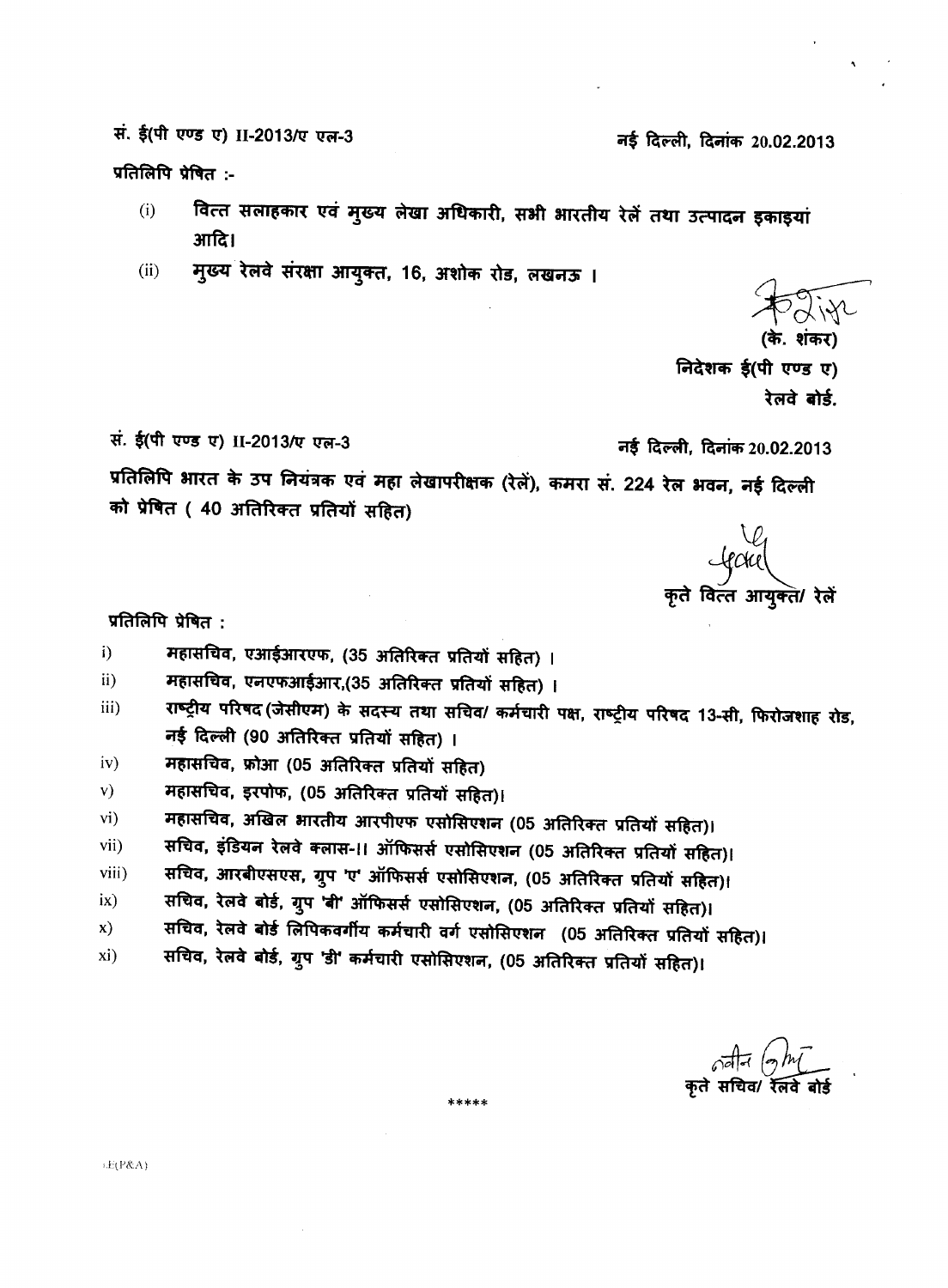सं. ई(पी एण्ड ए) II-2013/ए एल-3 नई दिल्ली, दिनांक 20.02.2013

प्रतिलिपि प्रेषित :-

(i) वित्त सलाहकार एवं मुख्य लेखा अधिकारी, सभी भारतीय रेलें तथा उत्पादन इकाइयां आदि।

(ii) मुख्य रेलवे संरक्षा आयुक्त, 16, अशोक रोड, लखनऊ ।

(के. शंकर)
निदेशक ई(पी एण्ड ए)
रेलवे बोर्ड.

सं. ई(पी एण्ड ए) II-2013/ए एल-3 नई दिल्ली, दिनांक 20.02.2013

प्रतिलिपि भारत के उप नियंत्रक एवं महा लेखापरीक्षक (रेलें), कमरा सं. 224 रेल भवन, नई दिल्ली को प्रेषित ( 40 अतिरिक्त प्रतियों सहित)

कृते वित्त आयुक्त/ रेलें

प्रतिलिपि प्रेषित :

i) महासचिव, एआईआरएफ, (35 अतिरिक्त प्रतियों सहित) ।

ii) महासचिव, एनएफआईआर,(35 अतिरिक्त प्रतियों सहित) ।

iii) राष्ट्रीय परिषद (जेसीएम) के सदस्य तथा सचिव/ कर्मचारी पक्ष, राष्ट्रीय परिषद 13-सी, फिरोजशाह रोड, नई दिल्ली (90 अतिरिक्त प्रतियों सहित) ।

iv) महासचिव, फ्रोआ (05 अतिरिक्त प्रतियों सहित)

v) महासचिव, इरपोफ, (05 अतिरिक्त प्रतियों सहित)।

vi) महासचिव, अखिल भारतीय आरपीएफ एसोसिएशन (05 अतिरिक्त प्रतियों सहित)।

vii) सचिव, इंडियन रेलवे क्लास-।। ऑफिसर्स एसोसिएशन (05 अतिरिक्त प्रतियों सहित)।

viii) सचिव, आरबीएसएस, ग्रुप 'ए' ऑफिसर्स एसोसिएशन, (05 अतिरिक्त प्रतियों सहित)।

ix) सचिव, रेलवे बोर्ड, ग्रुप 'बी' ऑफिसर्स एसोसिएशन, (05 अतिरिक्त प्रतियों सहित)।

x) सचिव, रेलवे बोर्ड लिपिकवर्गीय कर्मचारी वर्ग एसोसिएशन (05 अतिरिक्त प्रतियों सहित)।

xi) सचिव, रेलवे बोर्ड, ग्रुप 'डी' कर्मचारी एसोसिएशन, (05 अतिरिक्त प्रतियों सहित)।

कृते सचिव/ रेलवे बोर्ड

*****